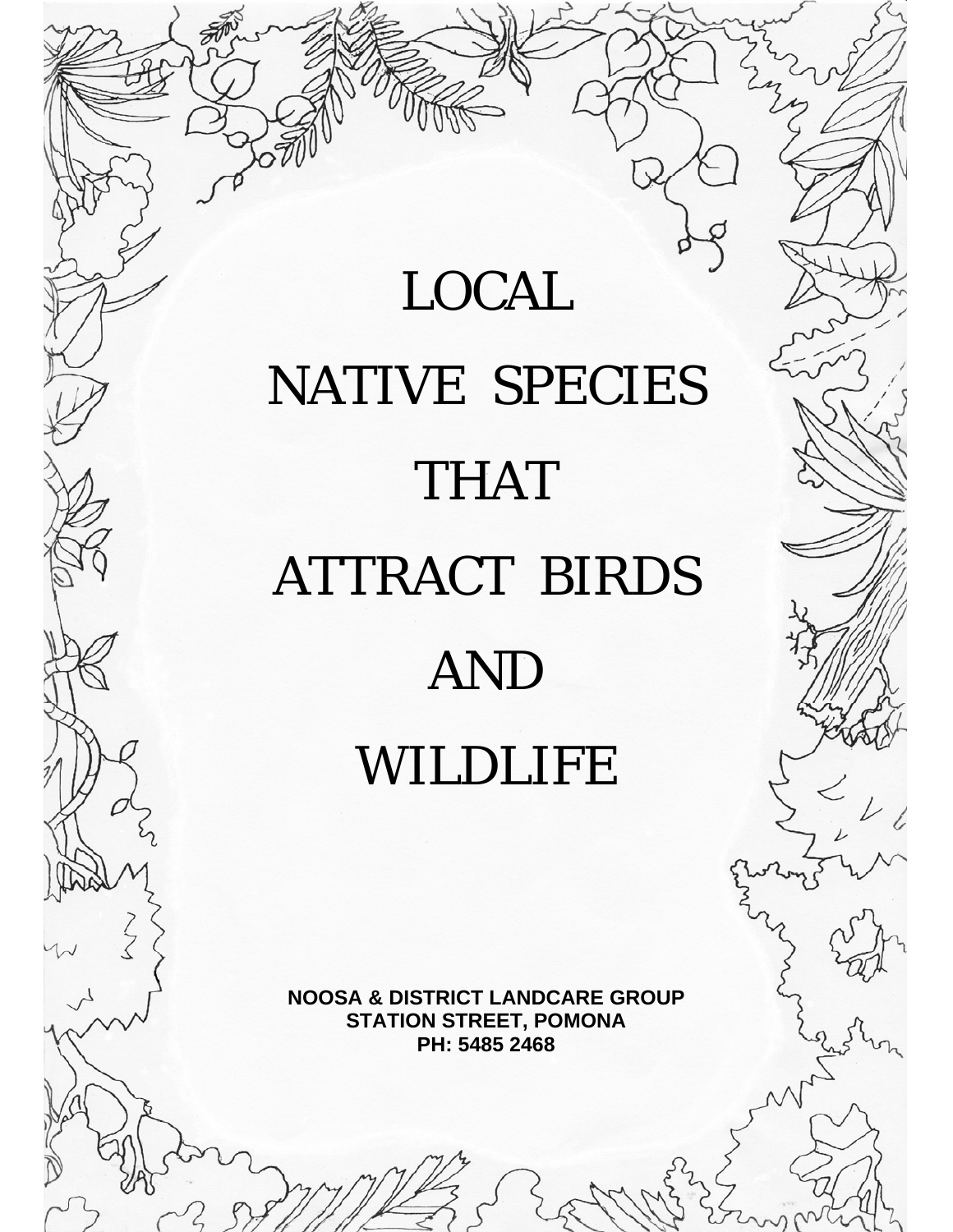# LOCAL NATIVE SPECIES THAT ATTRACT BIRDS AND WILDLIFE

**NOOSA & DISTRICT LANDCARE GROUP**
**STATION STREET, POMONA**
**PH: 5485 2468**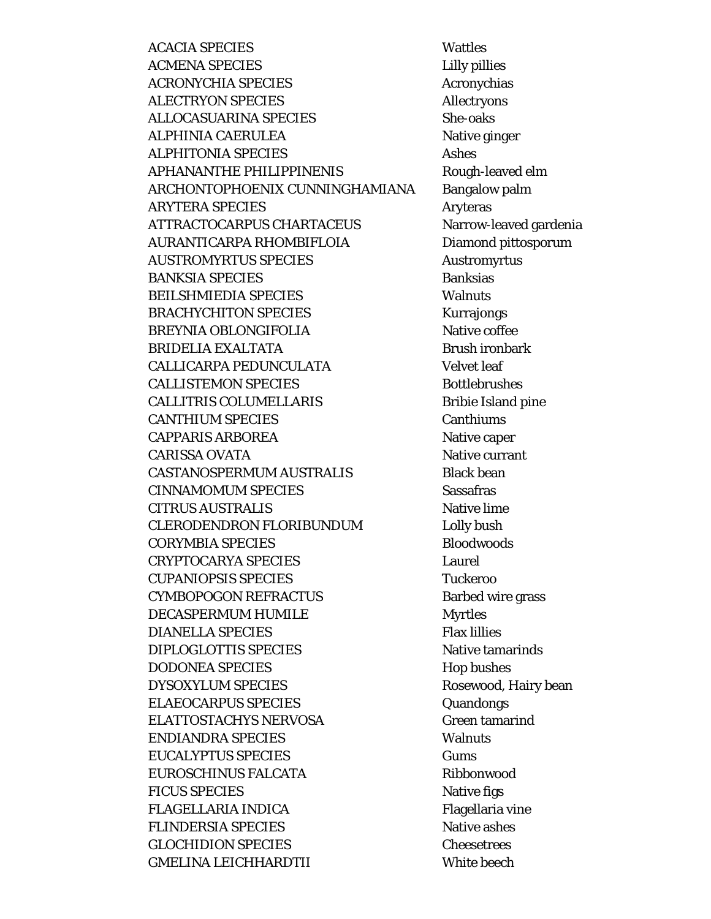| | |
|---|---|
| ACACIA SPECIES | Wattles |
| ACMENA SPECIES | Lilly pillies |
| ACRONYCHIA SPECIES | Acronychias |
| ALECTRYON SPECIES | Allectryons |
| ALLOCASUARINA SPECIES | She-oaks |
| ALPHINIA CAERULEA | Native ginger |
| ALPHITONIA SPECIES | Ashes |
| APHANANTHE PHILIPPINENIS | Rough-leaved elm |
| ARCHONTOPHOENIX CUNNINGHAMIANA | Bangalow palm |
| ARYTERA SPECIES | Aryteras |
| ATTRACTOCARPUS CHARTACEUS | Narrow-leaved gardenia |
| AURANTICARPA RHOMBIFLOIA | Diamond pittosporum |
| AUSTROMYRTUS SPECIES | Austromyrtus |
| BANKSIA SPECIES | Banksias |
| BEILSHMIEDIA SPECIES | Walnuts |
| BRACHYCHITON SPECIES | Kurrajongs |
| BREYNIA OBLONGIFOLIA | Native coffee |
| BRIDELIA EXALTATA | Brush ironbark |
| CALLICARPA PEDUNCULATA | Velvet leaf |
| CALLISTEMON SPECIES | Bottlebrushes |
| CALLITRIS COLUMELLARIS | Bribie Island pine |
| CANTHIUM SPECIES | Canthiums |
| CAPPARIS ARBOREA | Native caper |
| CARISSA OVATA | Native currant |
| CASTANOSPERMUM AUSTRALIS | Black bean |
| CINNAMOMUM SPECIES | Sassafras |
| CITRUS AUSTRALIS | Native lime |
| CLERODENDRON FLORIBUNDUM | Lolly bush |
| CORYMBIA SPECIES | Bloodwoods |
| CRYPTOCARYA SPECIES | Laurel |
| CUPANIOPSIS SPECIES | Tuckeroo |
| CYMBOPOGON REFRACTUS | Barbed wire grass |
| DECASPERMUM HUMILE | Myrtles |
| DIANELLA SPECIES | Flax lillies |
| DIPLOGLOTTIS SPECIES | Native tamarinds |
| DODONEA SPECIES | Hop bushes |
| DYSOXYLUM SPECIES | Rosewood, Hairy bean |
| ELAEOCARPUS SPECIES | Quandongs |
| ELATTOSTACHYS NERVOSA | Green tamarind |
| ENDIANDRA SPECIES | Walnuts |
| EUCALYPTUS SPECIES | Gums |
| EUROSCHINUS FALCATA | Ribbonwood |
| FICUS SPECIES | Native figs |
| FLAGELLARIA INDICA | Flagellaria vine |
| FLINDERSIA SPECIES | Native ashes |
| GLOCHIDION SPECIES | Cheesetrees |
| GMELINA LEICHHARDTII | White beech |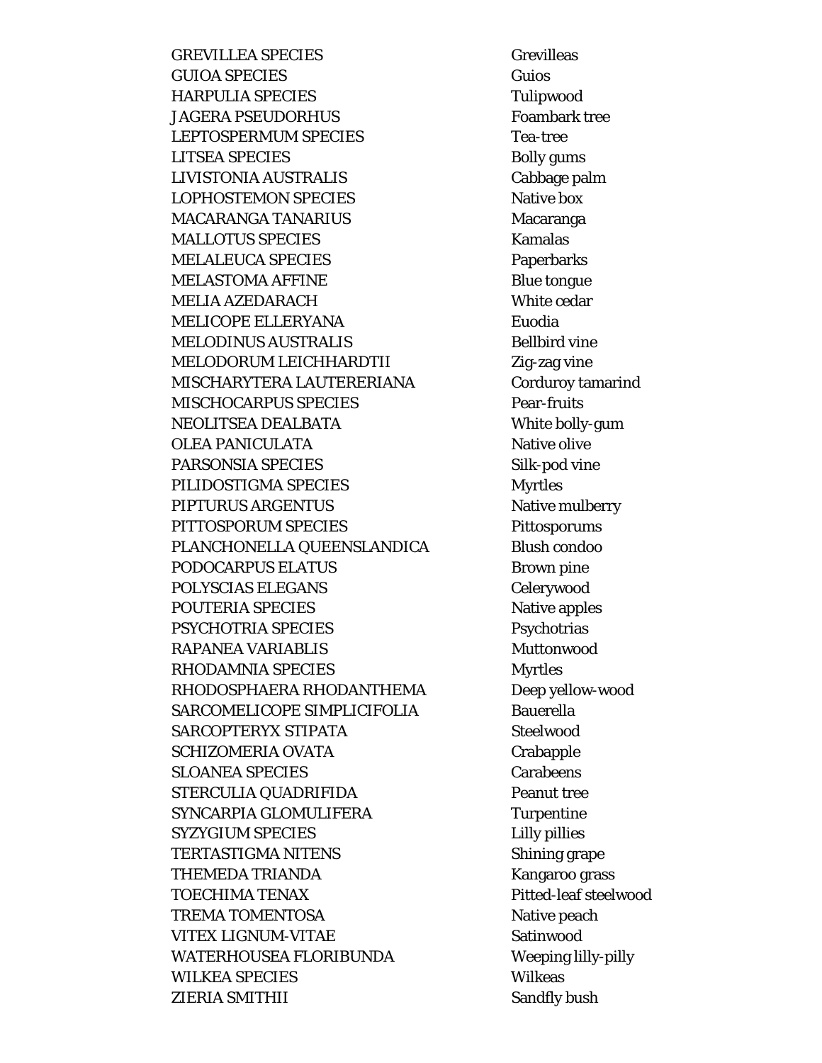| | |
|---|---|
| GREVILLEA SPECIES | Grevilleas |
| GUIOA SPECIES | Guios |
| HARPULIA SPECIES | Tulipwood |
| JAGERA PSEUDORHUS | Foambark tree |
| LEPTOSPERMUM SPECIES | Tea-tree |
| LITSEA SPECIES | Bolly gums |
| LIVISTONIA AUSTRALIS | Cabbage palm |
| LOPHOSTEMON SPECIES | Native box |
| MACARANGA TANARIUS | Macaranga |
| MALLOTUS SPECIES | Kamalas |
| MELALEUCA SPECIES | Paperbarks |
| MELASTOMA AFFINE | Blue tongue |
| MELIA AZEDARACH | White cedar |
| MELICOPE ELLERYANA | Euodia |
| MELODINUS AUSTRALIS | Bellbird vine |
| MELODORUM LEICHHARDTII | Zig-zag vine |
| MISCHARYTERA LAUTERERIANA | Corduroy tamarind |
| MISCHOCARPUS SPECIES | Pear-fruits |
| NEOLITSEA DEALBATA | White bolly-gum |
| OLEA PANICULATA | Native olive |
| PARSONSIA SPECIES | Silk-pod vine |
| PILIDOSTIGMA SPECIES | Myrtles |
| PIPTURUS ARGENTUS | Native mulberry |
| PITTOSPORUM SPECIES | Pittosporums |
| PLANCHONELLA QUEENSLANDICA | Blush condoo |
| PODOCARPUS ELATUS | Brown pine |
| POLYSCIAS ELEGANS | Celerywood |
| POUTERIA SPECIES | Native apples |
| PSYCHOTRIA SPECIES | Psychotrias |
| RAPANEA VARIABLIS | Muttonwood |
| RHODAMNIA SPECIES | Myrtles |
| RHODOSPHAERA RHODANTHEMA | Deep yellow-wood |
| SARCOMELICOPE SIMPLICIFOLIA | Bauerella |
| SARCOPTERYX STIPATA | Steelwood |
| SCHIZOMERIA OVATA | Crabapple |
| SLOANEA SPECIES | Carabeens |
| STERCULIA QUADRIFIDA | Peanut tree |
| SYNCARPIA GLOMULIFERA | Turpentine |
| SYZYGIUM SPECIES | Lilly pillies |
| TERTASTIGMA NITENS | Shining grape |
| THEMEDA TRIANDA | Kangaroo grass |
| TOECHIMA TENAX | Pitted-leaf steelwood |
| TREMA TOMENTOSA | Native peach |
| VITEX LIGNUM-VITAE | Satinwood |
| WATERHOUSEA FLORIBUNDA | Weeping lilly-pilly |
| WILKEA SPECIES | Wilkeas |
| ZIERIA SMITHII | Sandfly bush |